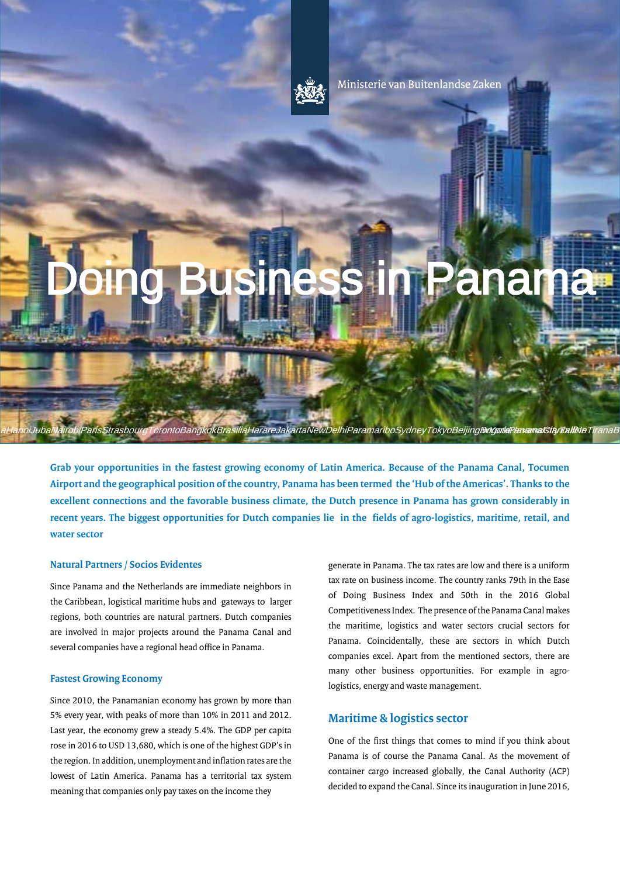Ministerie van Buitenlandse Zaken

# Doing Business in Panama

**Grab your opportunities in the fastest growing economy of Latin America. Because of the Panama Canal, Tocumen Airport and the geographical position of the country, Panama has been termed the 'Hub of the Americas'. Thanks to the excellent connections and the favorable business climate, the Dutch presence in Panama has grown considerably in recent years. The biggest opportunities for Dutch companies lie in the fields of agro-logistics, maritime, retail, and water sector**

### Natural Partners / Socios Evidentes

Since Panama and the Netherlands are immediate neighbors in the Caribbean, logistical maritime hubs and gateways to larger regions, both countries are natural partners. Dutch companies are involved in major projects around the Panama Canal and several companies have a regional head office in Panama.

### Fastest Growing Economy

Since 2010, the Panamanian economy has grown by more than 5% every year, with peaks of more than 10% in 2011 and 2012. Last year, the economy grew a steady 5.4%. The GDP per capita rose in 2016 to USD 13,680, which is one of the highest GDP's in the region. In addition, unemployment and inflation rates are the lowest of Latin America. Panama has a territorial tax system meaning that companies only pay taxes on the income they generate in Panama. The tax rates are low and there is a uniform tax rate on business income. The country ranks 79th in the Ease of Doing Business Index and 50th in the 2016 Global Competitiveness Index. The presence of the Panama Canal makes the maritime, logistics and water sectors crucial sectors for Panama. Coincidentally, these are sectors in which Dutch companies excel. Apart from the mentioned sectors, there are many other business opportunities. For example in agro-logistics, energy and waste management.

## Maritime & logistics sector

One of the first things that comes to mind if you think about Panama is of course the Panama Canal. As the movement of container cargo increased globally, the Canal Authority (ACP) decided to expand the Canal. Since its inauguration in June 2016,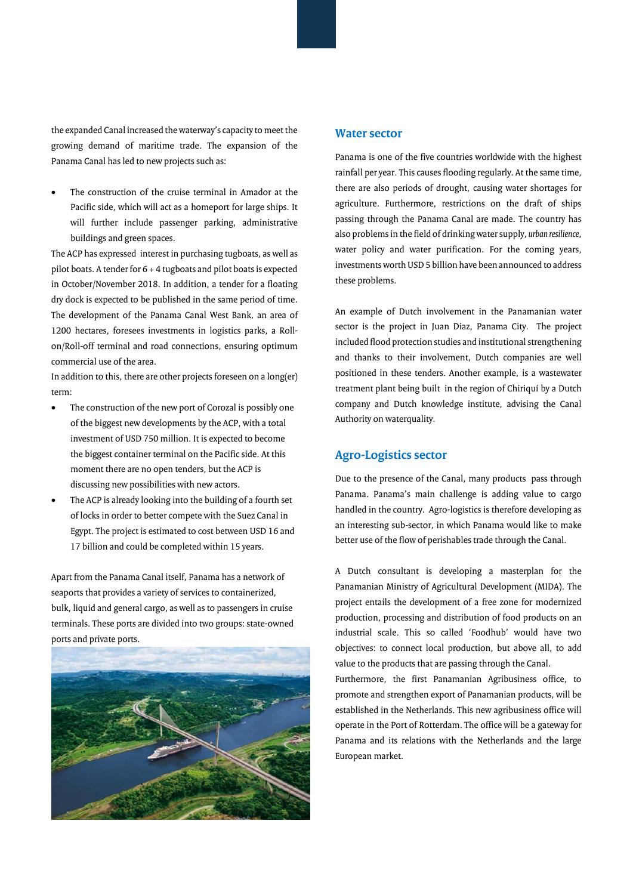the expanded Canal increased the waterway's capacity to meet the growing demand of maritime trade. The expansion of the Panama Canal has led to new projects such as:

- The construction of the cruise terminal in Amador at the Pacific side, which will act as a homeport for large ships. It will further include passenger parking, administrative buildings and green spaces.

The ACP has expressed interest in purchasing tugboats, as well as pilot boats. A tender for 6 + 4 tugboats and pilot boats is expected in October/November 2018. In addition, a tender for a floating dry dock is expected to be published in the same period of time. The development of the Panama Canal West Bank, an area of 1200 hectares, foresees investments in logistics parks, a Roll-on/Roll-off terminal and road connections, ensuring optimum commercial use of the area.

In addition to this, there are other projects foreseen on a long(er) term:

- The construction of the new port of Corozal is possibly one of the biggest new developments by the ACP, with a total investment of USD 750 million. It is expected to become the biggest container terminal on the Pacific side. At this moment there are no open tenders, but the ACP is discussing new possibilities with new actors.
- The ACP is already looking into the building of a fourth set of locks in order to better compete with the Suez Canal in Egypt. The project is estimated to cost between USD 16 and 17 billion and could be completed within 15 years.

Apart from the Panama Canal itself, Panama has a network of seaports that provides a variety of services to containerized, bulk, liquid and general cargo, as well as to passengers in cruise terminals. These ports are divided into two groups: state-owned ports and private ports.

## Water sector

Panama is one of the five countries worldwide with the highest rainfall per year. This causes flooding regularly. At the same time, there are also periods of drought, causing water shortages for agriculture. Furthermore, restrictions on the draft of ships passing through the Panama Canal are made. The country has also problems in the field of drinking water supply, *urban resilience*, water policy and water purification. For the coming years, investments worth USD 5 billion have been announced to address these problems.

An example of Dutch involvement in the Panamanian water sector is the project in Juan Diaz, Panama City. The project included flood protection studies and institutional strengthening and thanks to their involvement, Dutch companies are well positioned in these tenders. Another example, is a wastewater treatment plant being built in the region of Chiriquí by a Dutch company and Dutch knowledge institute, advising the Canal Authority on waterquality.

## Agro-Logistics sector

Due to the presence of the Canal, many products pass through Panama. Panama's main challenge is adding value to cargo handled in the country. Agro-logistics is therefore developing as an interesting sub-sector, in which Panama would like to make better use of the flow of perishables trade through the Canal.

A Dutch consultant is developing a masterplan for the Panamanian Ministry of Agricultural Development (MIDA). The project entails the development of a free zone for modernized production, processing and distribution of food products on an industrial scale. This so called 'Foodhub' would have two objectives: to connect local production, but above all, to add value to the products that are passing through the Canal.

Furthermore, the first Panamanian Agribusiness office, to promote and strengthen export of Panamanian products, will be established in the Netherlands. This new agribusiness office will operate in the Port of Rotterdam. The office will be a gateway for Panama and its relations with the Netherlands and the large European market.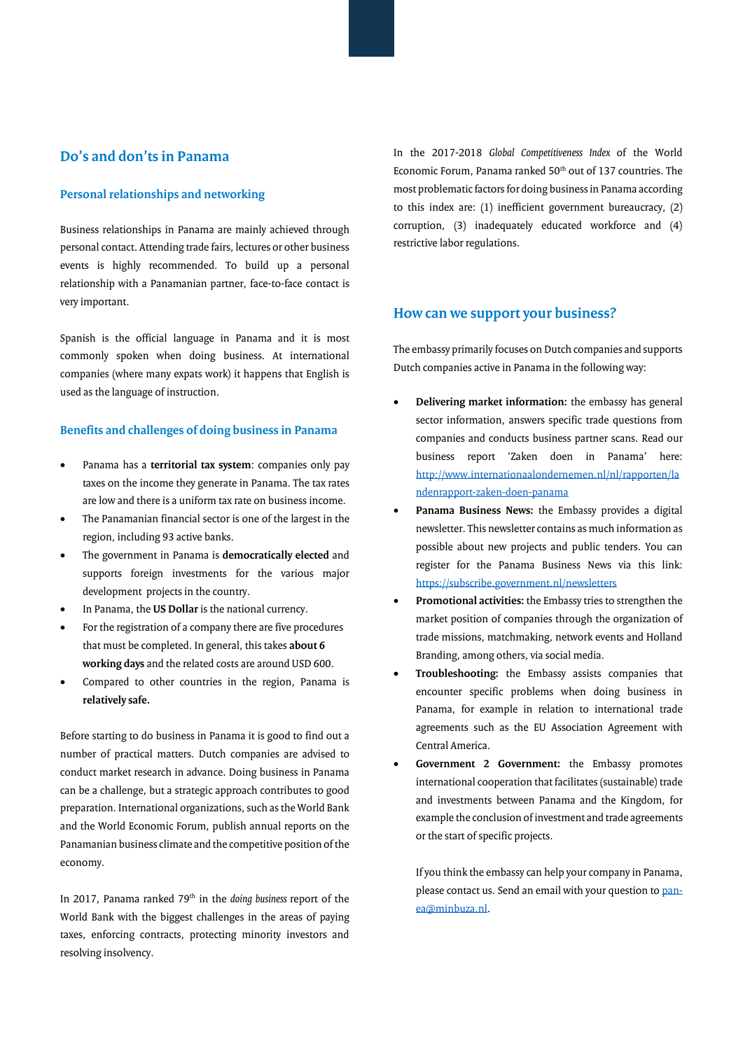## Do's and don'ts in Panama

### Personal relationships and networking

Business relationships in Panama are mainly achieved through personal contact. Attending trade fairs, lectures or other business events is highly recommended. To build up a personal relationship with a Panamanian partner, face-to-face contact is very important.

Spanish is the official language in Panama and it is most commonly spoken when doing business. At international companies (where many expats work) it happens that English is used as the language of instruction.

### Benefits and challenges of doing business in Panama

- Panama has a **territorial tax system**: companies only pay taxes on the income they generate in Panama. The tax rates are low and there is a uniform tax rate on business income.
- The Panamanian financial sector is one of the largest in the region, including 93 active banks.
- The government in Panama is **democratically elected** and supports foreign investments for the various major development projects in the country.
- In Panama, the **US Dollar** is the national currency.
- For the registration of a company there are five procedures that must be completed. In general, this takes **about 6 working days** and the related costs are around USD 600.
- Compared to other countries in the region, Panama is **relatively safe.**

Before starting to do business in Panama it is good to find out a number of practical matters. Dutch companies are advised to conduct market research in advance. Doing business in Panama can be a challenge, but a strategic approach contributes to good preparation. International organizations, such as the World Bank and the World Economic Forum, publish annual reports on the Panamanian business climate and the competitive position of the economy.

In 2017, Panama ranked 79th in the *doing business* report of the World Bank with the biggest challenges in the areas of paying taxes, enforcing contracts, protecting minority investors and resolving insolvency.

In the 2017-2018 *Global Competitiveness Index* of the World Economic Forum, Panama ranked 50th out of 137 countries. The most problematic factors for doing business in Panama according to this index are: (1) inefficient government bureaucracy, (2) corruption, (3) inadequately educated workforce and (4) restrictive labor regulations.

## How can we support your business?

The embassy primarily focuses on Dutch companies and supports Dutch companies active in Panama in the following way:

- **Delivering market information:** the embassy has general sector information, answers specific trade questions from companies and conducts business partner scans. Read our business report 'Zaken doen in Panama' here: http://www.internationaalondernemen.nl/nl/rapporten/landenrapport-zaken-doen-panama
- **Panama Business News:** the Embassy provides a digital newsletter. This newsletter contains as much information as possible about new projects and public tenders. You can register for the Panama Business News via this link: https://subscribe.government.nl/newsletters
- **Promotional activities:** the Embassy tries to strengthen the market position of companies through the organization of trade missions, matchmaking, network events and Holland Branding, among others, via social media.
- **Troubleshooting:** the Embassy assists companies that encounter specific problems when doing business in Panama, for example in relation to international trade agreements such as the EU Association Agreement with Central America.
- **Government 2 Government:** the Embassy promotes international cooperation that facilitates (sustainable) trade and investments between Panama and the Kingdom, for example the conclusion of investment and trade agreements or the start of specific projects.

If you think the embassy can help your company in Panama, please contact us. Send an email with your question to pan-ea@minbuza.nl.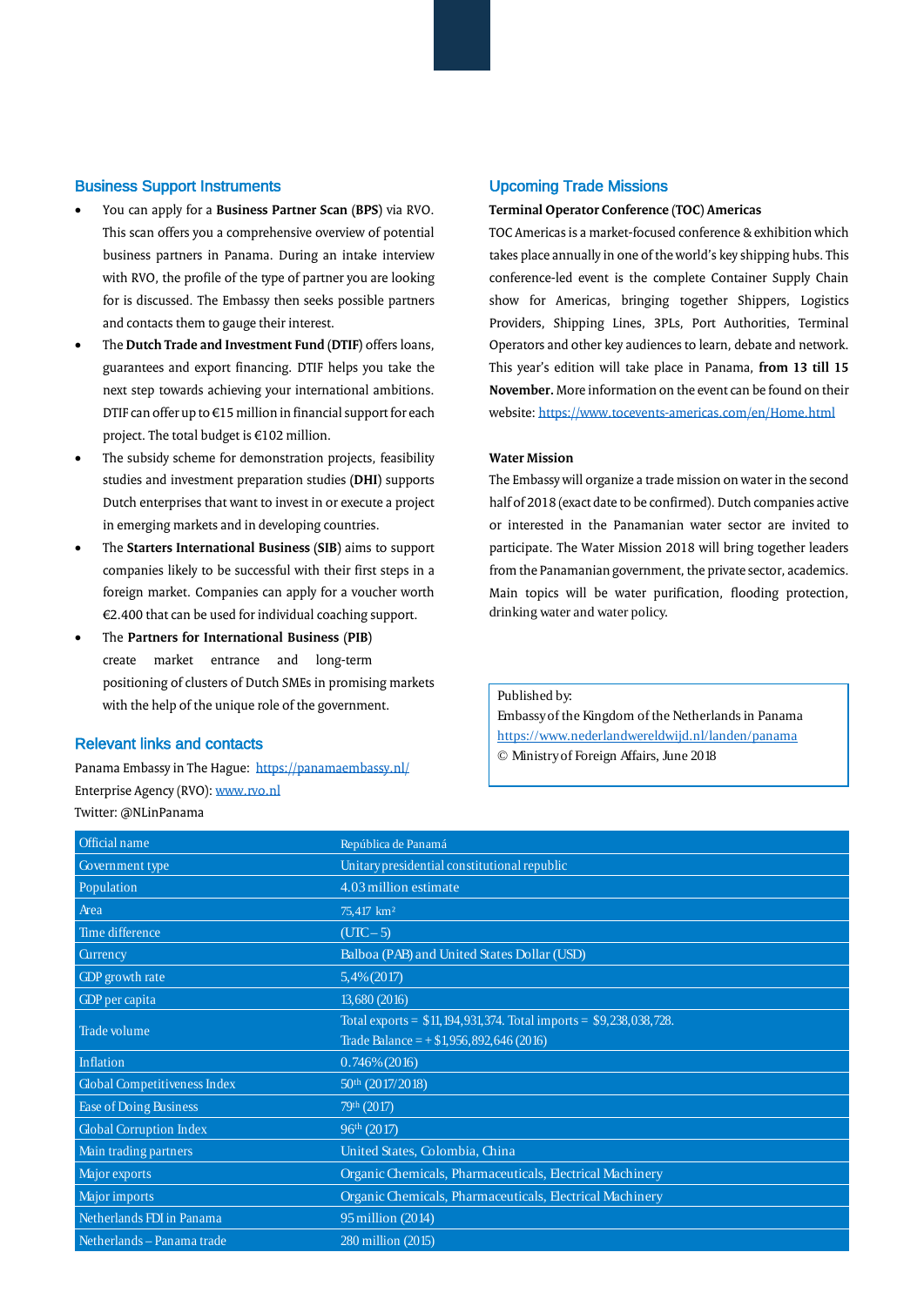## Business Support Instruments

- You can apply for a **Business Partner Scan** (**BPS**) via RVO. This scan offers you a comprehensive overview of potential business partners in Panama. During an intake interview with RVO, the profile of the type of partner you are looking for is discussed. The Embassy then seeks possible partners and contacts them to gauge their interest.
- The **Dutch Trade and Investment Fund** (**DTIF**) offers loans, guarantees and export financing. DTIF helps you take the next step towards achieving your international ambitions. DTIF can offer up to €15 million in financial support for each project. The total budget is €102 million.
- The subsidy scheme for demonstration projects, feasibility studies and investment preparation studies (**DHI**) supports Dutch enterprises that want to invest in or execute a project in emerging markets and in developing countries.
- The **Starters International Business** (**SIB**) aims to support companies likely to be successful with their first steps in a foreign market. Companies can apply for a voucher worth €2.400 that can be used for individual coaching support.
- The **Partners for International Business** (**PIB**) create market entrance and long-term positioning of clusters of Dutch SMEs in promising markets with the help of the unique role of the government.

## Relevant links and contacts

Panama Embassy in The Hague: https://panamaembassy.nl/
Enterprise Agency (RVO): www.rvo.nl
Twitter: @NLinPanama

## Upcoming Trade Missions

**Terminal Operator Conference (TOC) Americas**

TOC Americas is a market-focused conference & exhibition which takes place annually in one of the world's key shipping hubs. This conference-led event is the complete Container Supply Chain show for Americas, bringing together Shippers, Logistics Providers, Shipping Lines, 3PLs, Port Authorities, Terminal Operators and other key audiences to learn, debate and network. This year's edition will take place in Panama, **from 13 till 15 November.** More information on the event can be found on their website: https://www.tocevents-americas.com/en/Home.html

**Water Mission**

The Embassy will organize a trade mission on water in the second half of 2018 (exact date to be confirmed). Dutch companies active or interested in the Panamanian water sector are invited to participate. The Water Mission 2018 will bring together leaders from the Panamanian government, the private sector, academics. Main topics will be water purification, flooding protection, drinking water and water policy.

Published by:
Embassy of the Kingdom of the Netherlands in Panama
https://www.nederlandwereldwijd.nl/landen/panama
© Ministry of Foreign Affairs, June 2018

| | |
|---|---|
| Official name | República de Panamá |
| Government type | Unitary presidential constitutional republic |
| Population | 4.03 million estimate |
| Area | 75,417 km² |
| Time difference | (UTC – 5) |
| Currency | Balboa (PAB) and United States Dollar (USD) |
| GDP growth rate | 5,4% (2017) |
| GDP per capita | 13,680 (2016) |
| Trade volume | Total exports = $11,194,931,374. Total imports = $9,238,038,728. Trade Balance = + $1,956,892,646 (2016) |
| Inflation | 0.746% (2016) |
| Global Competitiveness Index | 50th (2017/2018) |
| Ease of Doing Business | 79th (2017) |
| Global Corruption Index | 96th (2017) |
| Main trading partners | United States, Colombia, China |
| Major exports | Organic Chemicals, Pharmaceuticals, Electrical Machinery |
| Major imports | Organic Chemicals, Pharmaceuticals, Electrical Machinery |
| Netherlands FDI in Panama | 95 million (2014) |
| Netherlands – Panama trade | 280 million (2015) |